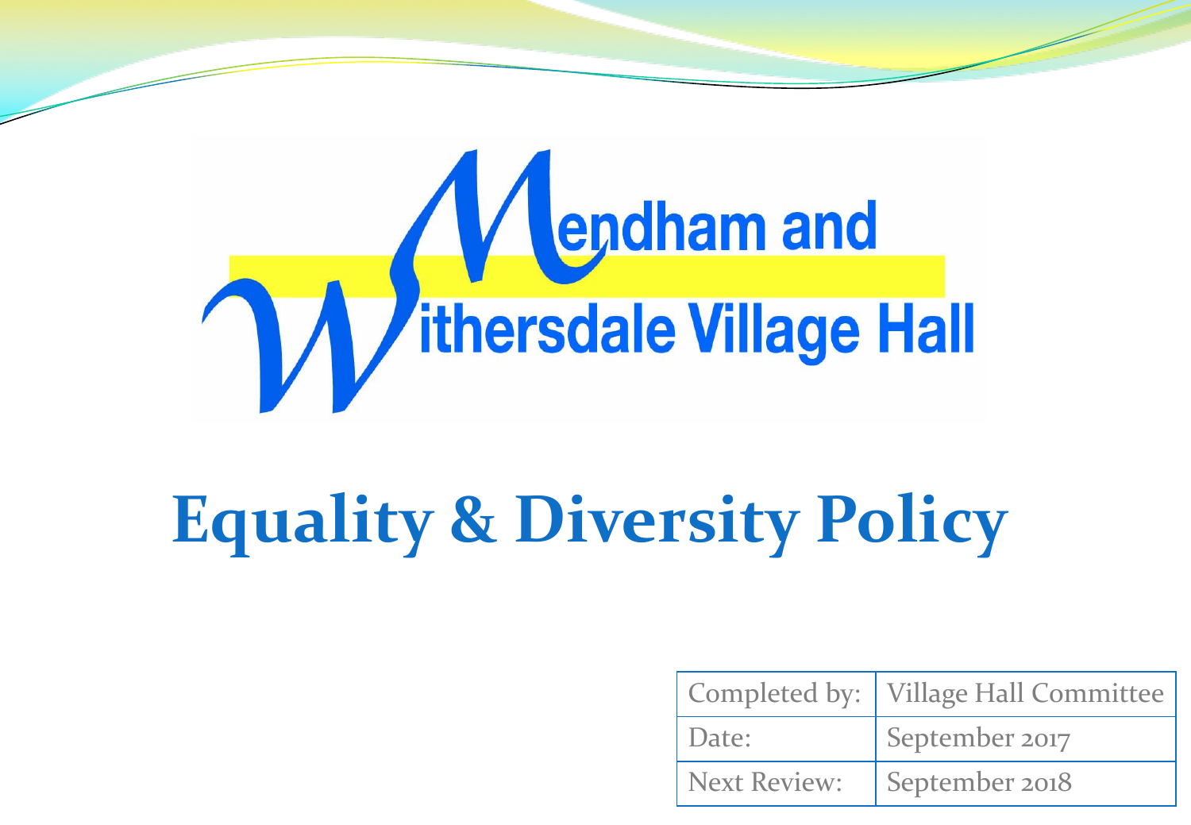Mendham and Withersdale Village Hall

# Equality & Diversity Policy

| Completed by: | Village Hall Committee |
| --- | --- |
| Date: | September 2017 |
| Next Review: | September 2018 |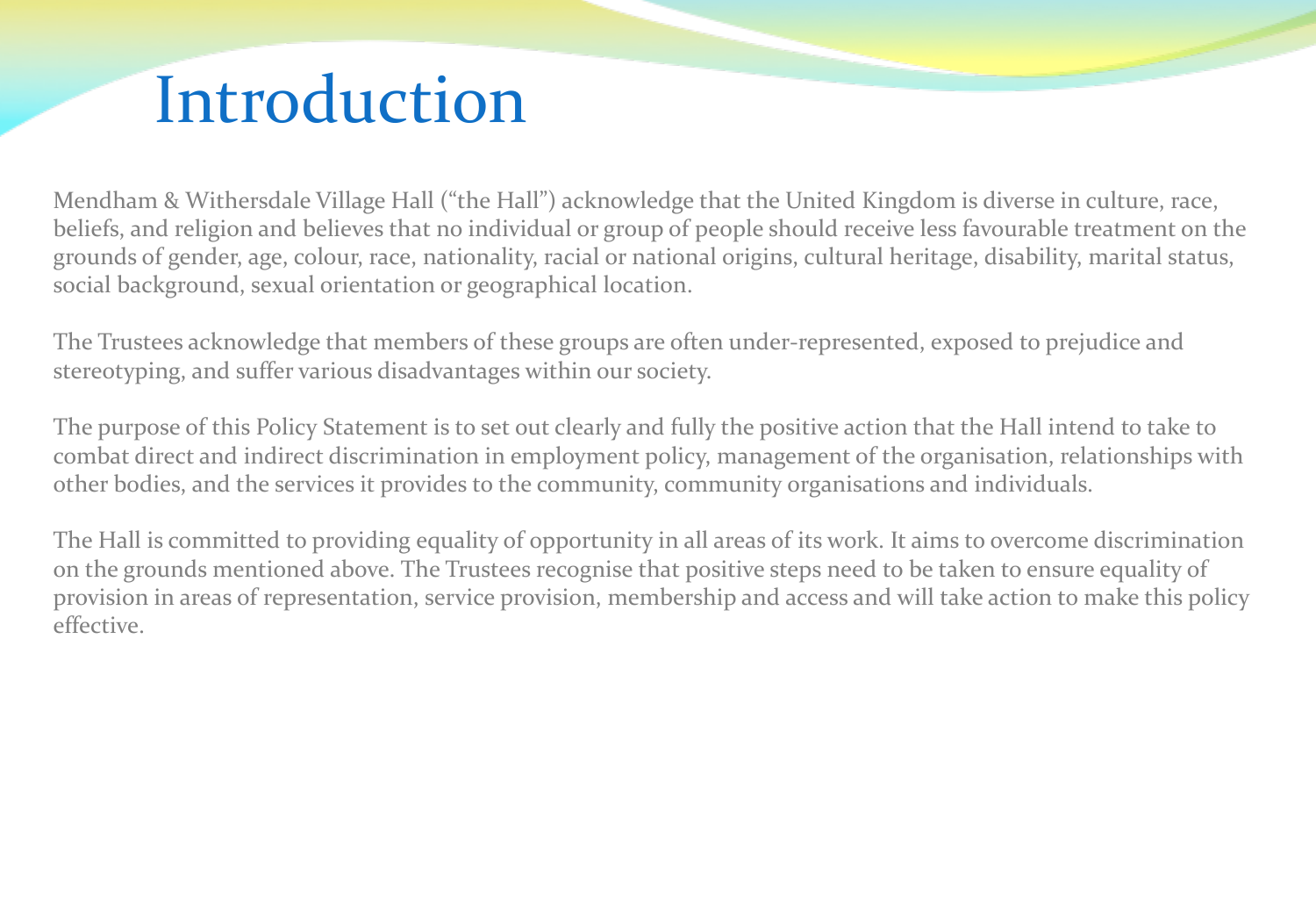# Introduction

Mendham & Withersdale Village Hall ("the Hall") acknowledge that the United Kingdom is diverse in culture, race, beliefs, and religion and believes that no individual or group of people should receive less favourable treatment on the grounds of gender, age, colour, race, nationality, racial or national origins, cultural heritage, disability, marital status, social background, sexual orientation or geographical location.

The Trustees acknowledge that members of these groups are often under-represented, exposed to prejudice and stereotyping, and suffer various disadvantages within our society.

The purpose of this Policy Statement is to set out clearly and fully the positive action that the Hall intend to take to combat direct and indirect discrimination in employment policy, management of the organisation, relationships with other bodies, and the services it provides to the community, community organisations and individuals.

The Hall is committed to providing equality of opportunity in all areas of its work. It aims to overcome discrimination on the grounds mentioned above. The Trustees recognise that positive steps need to be taken to ensure equality of provision in areas of representation, service provision, membership and access and will take action to make this policy effective.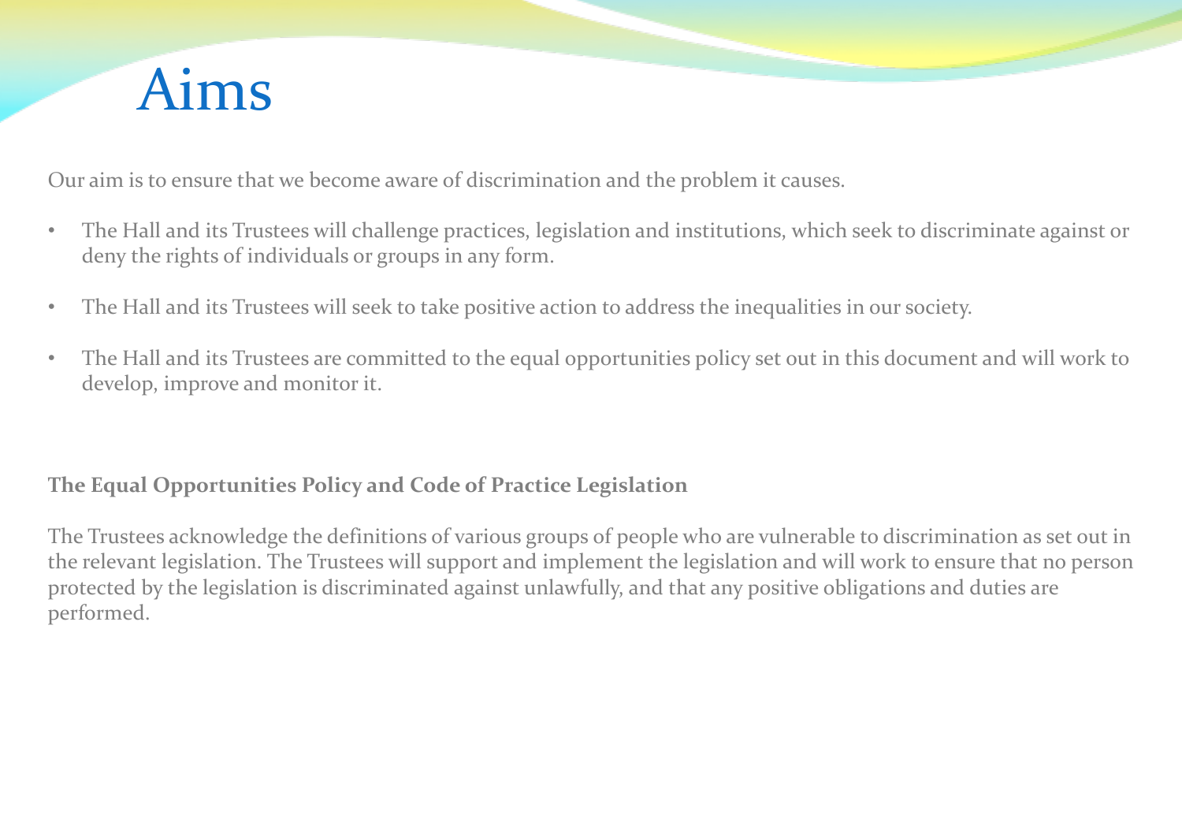# Aims

Our aim is to ensure that we become aware of discrimination and the problem it causes.

- The Hall and its Trustees will challenge practices, legislation and institutions, which seek to discriminate against or deny the rights of individuals or groups in any form.
- The Hall and its Trustees will seek to take positive action to address the inequalities in our society.
- The Hall and its Trustees are committed to the equal opportunities policy set out in this document and will work to develop, improve and monitor it.

**The Equal Opportunities Policy and Code of Practice Legislation**

The Trustees acknowledge the definitions of various groups of people who are vulnerable to discrimination as set out in the relevant legislation. The Trustees will support and implement the legislation and will work to ensure that no person protected by the legislation is discriminated against unlawfully, and that any positive obligations and duties are performed.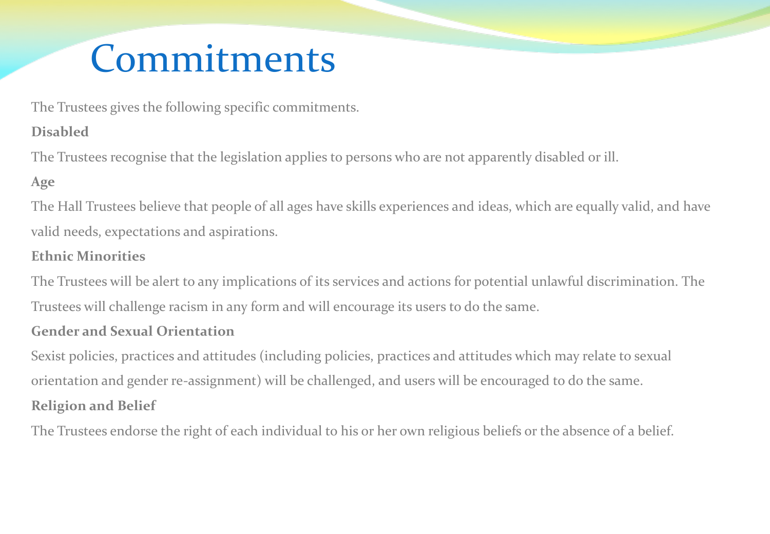# Commitments

The Trustees gives the following specific commitments.

**Disabled**

The Trustees recognise that the legislation applies to persons who are not apparently disabled or ill.

**Age**

The Hall Trustees believe that people of all ages have skills experiences and ideas, which are equally valid, and have valid needs, expectations and aspirations.

**Ethnic Minorities**

The Trustees will be alert to any implications of its services and actions for potential unlawful discrimination. The Trustees will challenge racism in any form and will encourage its users to do the same.

**Gender and Sexual Orientation**

Sexist policies, practices and attitudes (including policies, practices and attitudes which may relate to sexual orientation and gender re-assignment) will be challenged, and users will be encouraged to do the same.

**Religion and Belief**

The Trustees endorse the right of each individual to his or her own religious beliefs or the absence of a belief.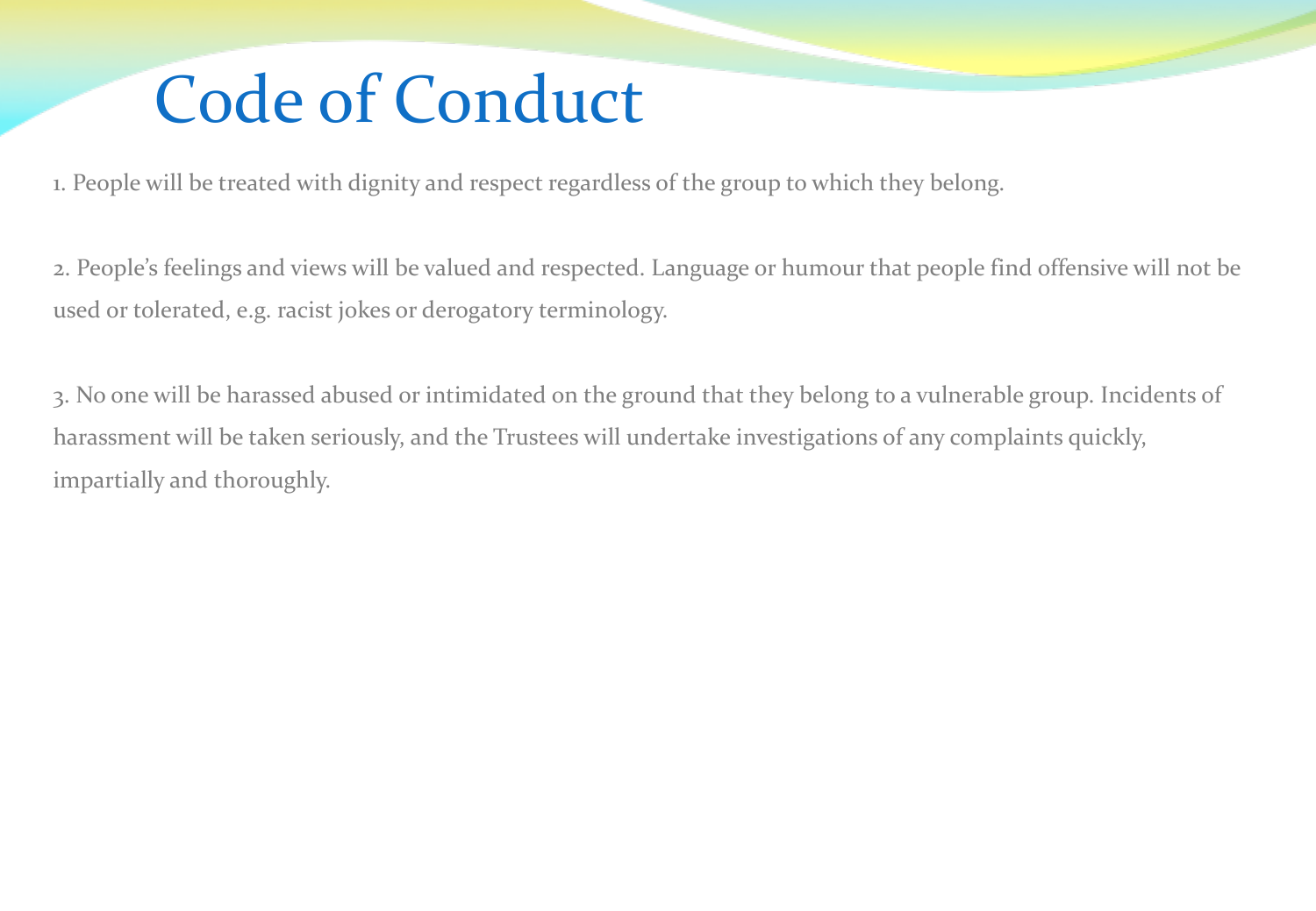# Code of Conduct

1. People will be treated with dignity and respect regardless of the group to which they belong.

2. People's feelings and views will be valued and respected. Language or humour that people find offensive will not be used or tolerated, e.g. racist jokes or derogatory terminology.

3. No one will be harassed abused or intimidated on the ground that they belong to a vulnerable group. Incidents of harassment will be taken seriously, and the Trustees will undertake investigations of any complaints quickly, impartially and thoroughly.